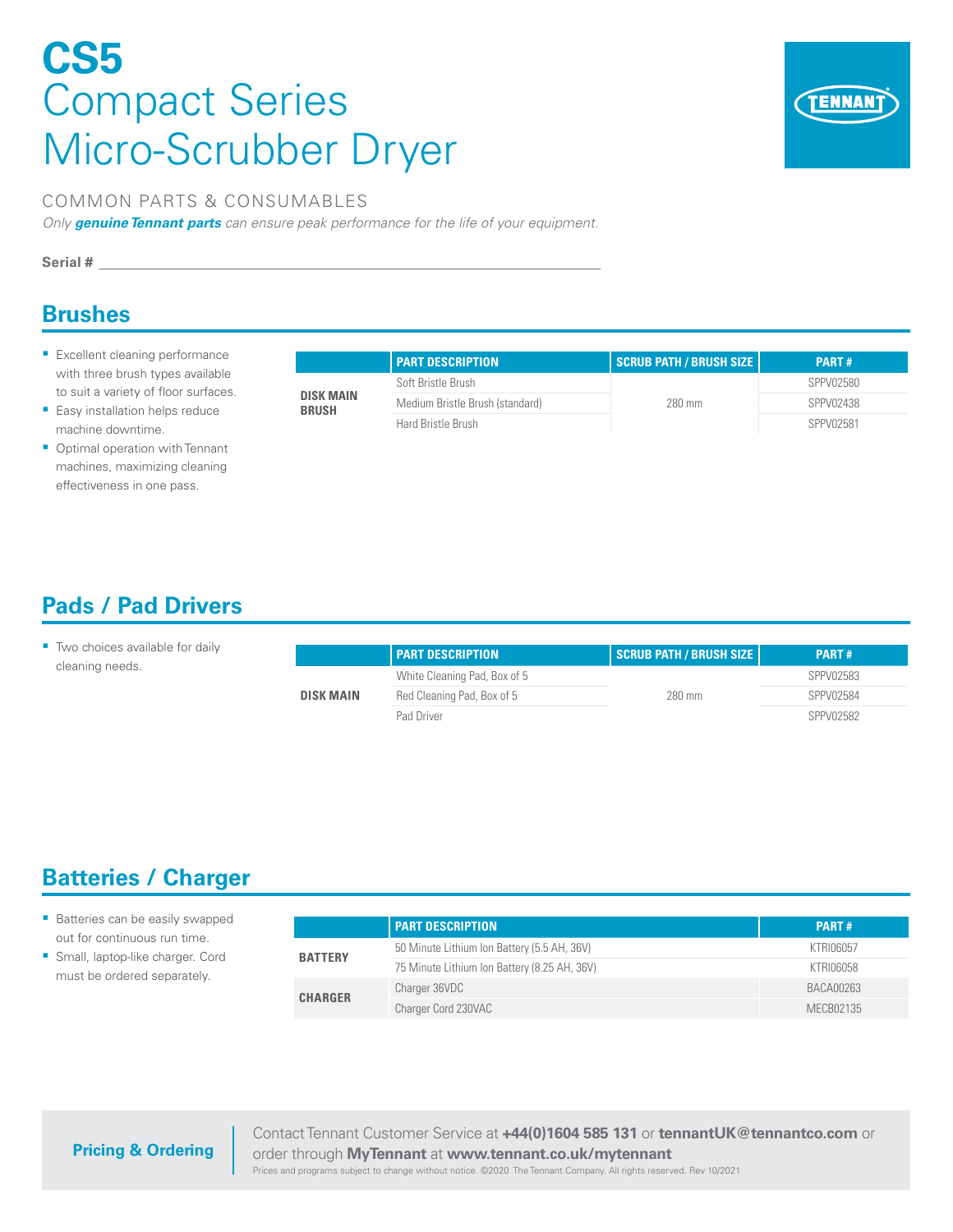# CS5

# Compact Series Micro-Scrubber Dryer

TENNANT

COMMON PARTS & CONSUMABLES

*Only **genuine Tennant parts** can ensure peak performance for the life of your equipment.*

**Serial #** ______________________________

## Brushes

- Excellent cleaning performance with three brush types available to suit a variety of floor surfaces.
- Easy installation helps reduce machine downtime.
- Optimal operation with Tennant machines, maximizing cleaning effectiveness in one pass.

| | PART DESCRIPTION | SCRUB PATH / BRUSH SIZE | PART # |
|---|---|---|---|
| DISK MAIN BRUSH | Soft Bristle Brush | 280 mm | SPPV02580 |
| | Medium Bristle Brush (standard) | | SPPV02438 |
| | Hard Bristle Brush | | SPPV02581 |

## Pads / Pad Drivers

- Two choices available for daily cleaning needs.

| | PART DESCRIPTION | SCRUB PATH / BRUSH SIZE | PART # |
|---|---|---|---|
| DISK MAIN | White Cleaning Pad, Box of 5 | 280 mm | SPPV02583 |
| | Red Cleaning Pad, Box of 5 | | SPPV02584 |
| | Pad Driver | | SPPV02582 |

## Batteries / Charger

- Batteries can be easily swapped out for continuous run time.
- Small, laptop-like charger. Cord must be ordered separately.

| | PART DESCRIPTION | PART # |
|---|---|---|
| BATTERY | 50 Minute Lithium Ion Battery (5.5 AH, 36V) | KTRI06057 |
| | 75 Minute Lithium Ion Battery (8.25 AH, 36V) | KTRI06058 |
| CHARGER | Charger 36VDC | BACA00263 |
| | Charger Cord 230VAC | MECB02135 |

**Pricing & Ordering**

Contact Tennant Customer Service at **+44(0)1604 585 131** or **tennantUK@tennantco.com** or order through **MyTennant** at **www.tennant.co.uk/mytennant**

Prices and programs subject to change without notice. ©2020 The Tennant Company. All rights reserved. Rev 10/2021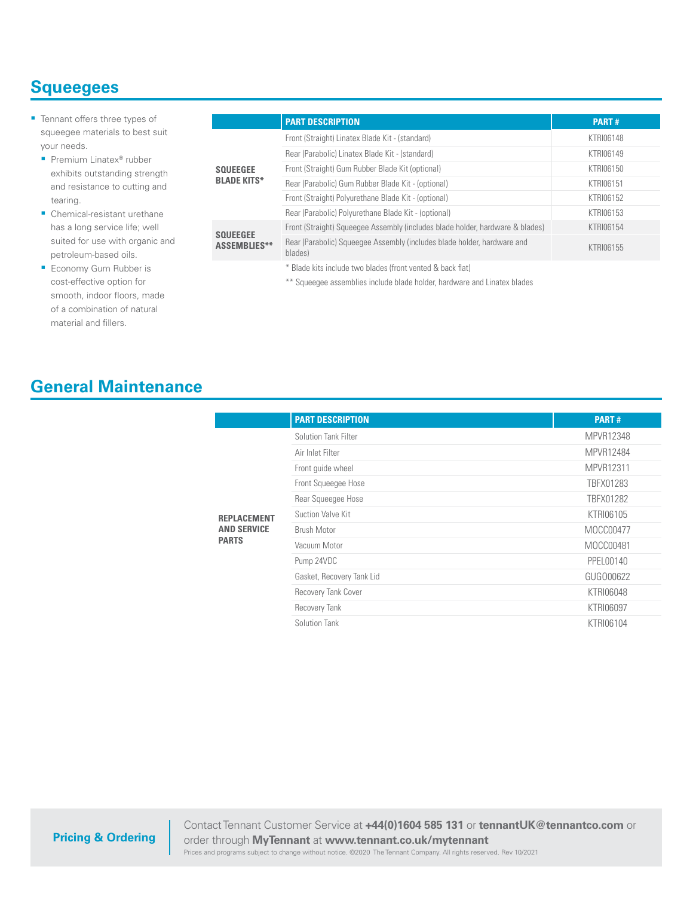## Squeegees

- Tennant offers three types of squeegee materials to best suit your needs.
  - Premium Linatex® rubber exhibits outstanding strength and resistance to cutting and tearing.
  - Chemical-resistant urethane has a long service life; well suited for use with organic and petroleum-based oils.
  - Economy Gum Rubber is cost-effective option for smooth, indoor floors, made of a combination of natural material and fillers.

| | PART DESCRIPTION | PART # |
|---|---|---|
| **SQUEEGEE BLADE KITS*** | Front (Straight) Linatex Blade Kit - (standard) | KTRI06148 |
| | Rear (Parabolic) Linatex Blade Kit - (standard) | KTRI06149 |
| | Front (Straight) Gum Rubber Blade Kit (optional) | KTRI06150 |
| | Rear (Parabolic) Gum Rubber Blade Kit - (optional) | KTRI06151 |
| | Front (Straight) Polyurethane Blade Kit - (optional) | KTRI06152 |
| | Rear (Parabolic) Polyurethane Blade Kit - (optional) | KTRI06153 |
| **SQUEEGEE ASSEMBLIES**** | Front (Straight) Squeegee Assembly (includes blade holder, hardware & blades) | KTRI06154 |
| | Rear (Parabolic) Squeegee Assembly (includes blade holder, hardware and blades) | KTRI06155 |

\* Blade kits include two blades (front vented & back flat)

** Squeegee assemblies include blade holder, hardware and Linatex blades

## General Maintenance

| | PART DESCRIPTION | PART # |
|---|---|---|
| **REPLACEMENT AND SERVICE PARTS** | Solution Tank Filter | MPVR12348 |
| | Air Inlet Filter | MPVR12484 |
| | Front guide wheel | MPVR12311 |
| | Front Squeegee Hose | TBFX01283 |
| | Rear Squeegee Hose | TBFX01282 |
| | Suction Valve Kit | KTRI06105 |
| | Brush Motor | MOCC00477 |
| | Vacuum Motor | MOCC00481 |
| | Pump 24VDC | PPEL00140 |
| | Gasket, Recovery Tank Lid | GUGO00622 |
| | Recovery Tank Cover | KTRI06048 |
| | Recovery Tank | KTRI06097 |
| | Solution Tank | KTRI06104 |

**Pricing & Ordering**

Contact Tennant Customer Service at **+44(0)1604 585 131** or **tennantUK@tennantco.com** or order through **MyTennant** at **www.tennant.co.uk/mytennant**

Prices and programs subject to change without notice. ©2020 The Tennant Company. All rights reserved. Rev 10/2021